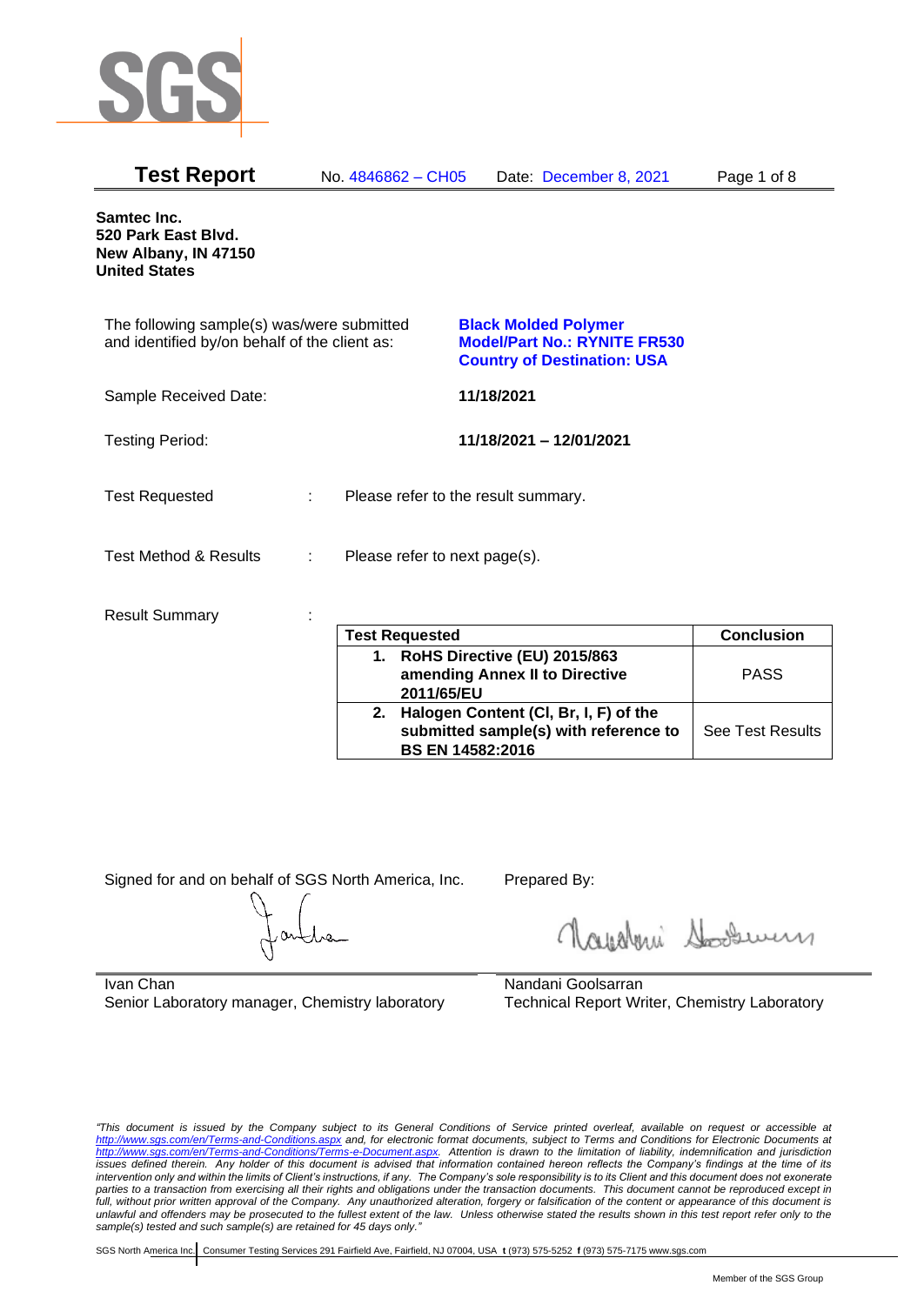# Test Report

No. 4846862 – CH05 Date: December 8, 2021

**Samtec Inc.**
**520 Park East Blvd.**
**New Albany, IN 47150**
**United States**

The following sample(s) was/were submitted and identified by/on behalf of the client as: **Black Molded Polymer**
**Model/Part No.: RYNITE FR530**
**Country of Destination: USA**

Sample Received Date: **11/18/2021**

Testing Period: **11/18/2021 – 12/01/2021**

Test Requested : Please refer to the result summary.

Test Method & Results : Please refer to next page(s).

Result Summary :

| Test Requested | Conclusion |
|---|---|
| 1. **RoHS Directive (EU) 2015/863 amending Annex II to Directive 2011/65/EU** | PASS |
| 2. **Halogen Content (Cl, Br, I, F) of the submitted sample(s) with reference to BS EN 14582:2016** | See Test Results |

Signed for and on behalf of SGS North America, Inc.

Ivan Chan
Senior Laboratory manager, Chemistry laboratory

Prepared By:

Nandani Goolsarran
Technical Report Writer, Chemistry Laboratory

*"This document is issued by the Company subject to its General Conditions of Service printed overleaf, available on request or accessible at http://www.sgs.com/en/Terms-and-Conditions.aspx and, for electronic format documents, subject to Terms and Conditions for Electronic Documents at http://www.sgs.com/en/Terms-and-Conditions/Terms-e-Document.aspx. Attention is drawn to the limitation of liability, indemnification and jurisdiction issues defined therein. Any holder of this document is advised that information contained hereon reflects the Company's findings at the time of its intervention only and within the limits of Client's instructions, if any. The Company's sole responsibility is to its Client and this document does not exonerate parties to a transaction from exercising all their rights and obligations under the transaction documents. This document cannot be reproduced except in full, without prior written approval of the Company. Any unauthorized alteration, forgery or falsification of the content or appearance of this document is unlawful and offenders may be prosecuted to the fullest extent of the law. Unless otherwise stated the results shown in this test report refer only to the sample(s) tested and such sample(s) are retained for 45 days only."*

SGS North America Inc. | Consumer Testing Services 291 Fairfield Ave, Fairfield, NJ 07004, USA **t** (973) 575-5252 **f** (973) 575-7175 www.sgs.com

Member of the SGS Group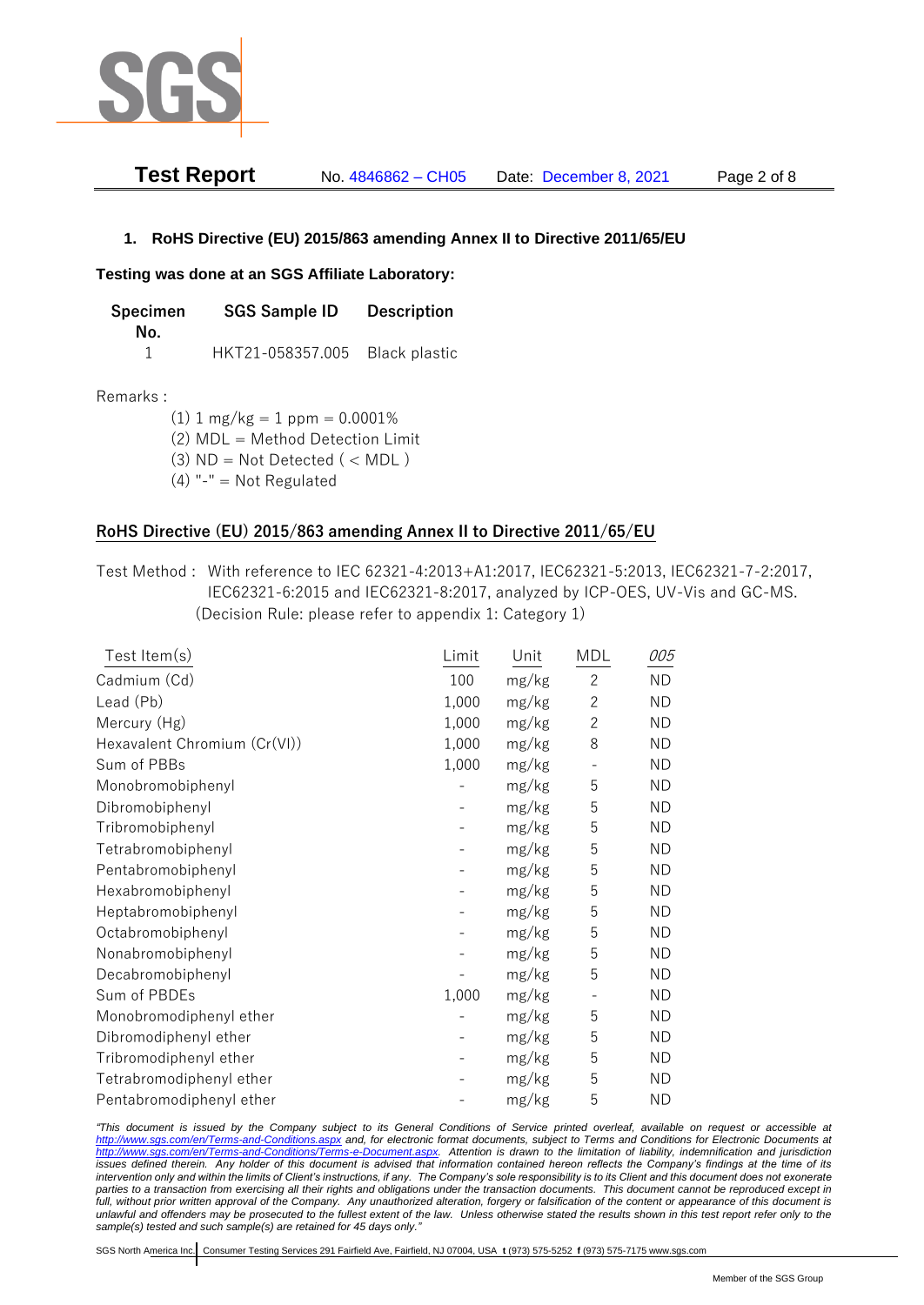## 1. RoHS Directive (EU) 2015/863 amending Annex II to Directive 2011/65/EU

**Testing was done at an SGS Affiliate Laboratory:**

| Specimen No. | SGS Sample ID | Description |
|---|---|---|
| 1 | HKT21-058357.005 | Black plastic |

Remarks :

(1) 1 mg/kg = 1 ppm = 0.0001%
(2) MDL = Method Detection Limit
(3) ND = Not Detected ( < MDL )
(4) "-" = Not Regulated

### RoHS Directive (EU) 2015/863 amending Annex II to Directive 2011/65/EU

Test Method : With reference to IEC 62321-4:2013+A1:2017, IEC62321-5:2013, IEC62321-7-2:2017, IEC62321-6:2015 and IEC62321-8:2017, analyzed by ICP-OES, UV-Vis and GC-MS. (Decision Rule: please refer to appendix 1: Category 1)

| Test Item(s) | Limit | Unit | MDL | *005* |
|---|---|---|---|---|
| Cadmium (Cd) | 100 | mg/kg | 2 | ND |
| Lead (Pb) | 1,000 | mg/kg | 2 | ND |
| Mercury (Hg) | 1,000 | mg/kg | 2 | ND |
| Hexavalent Chromium (Cr(VI)) | 1,000 | mg/kg | 8 | ND |
| Sum of PBBs | 1,000 | mg/kg | - | ND |
| Monobromobiphenyl | - | mg/kg | 5 | ND |
| Dibromobiphenyl | - | mg/kg | 5 | ND |
| Tribromobiphenyl | - | mg/kg | 5 | ND |
| Tetrabromobiphenyl | - | mg/kg | 5 | ND |
| Pentabromobiphenyl | - | mg/kg | 5 | ND |
| Hexabromobiphenyl | - | mg/kg | 5 | ND |
| Heptabromobiphenyl | - | mg/kg | 5 | ND |
| Octabromobiphenyl | - | mg/kg | 5 | ND |
| Nonabromobiphenyl | - | mg/kg | 5 | ND |
| Decabromobiphenyl | - | mg/kg | 5 | ND |
| Sum of PBDEs | 1,000 | mg/kg | - | ND |
| Monobromodiphenyl ether | - | mg/kg | 5 | ND |
| Dibromodiphenyl ether | - | mg/kg | 5 | ND |
| Tribromodiphenyl ether | - | mg/kg | 5 | ND |
| Tetrabromodiphenyl ether | - | mg/kg | 5 | ND |
| Pentabromodiphenyl ether | - | mg/kg | 5 | ND |

*"This document is issued by the Company subject to its General Conditions of Service printed overleaf, available on request or accessible at http://www.sgs.com/en/Terms-and-Conditions.aspx and, for electronic format documents, subject to Terms and Conditions for Electronic Documents at http://www.sgs.com/en/Terms-and-Conditions/Terms-e-Document.aspx. Attention is drawn to the limitation of liability, indemnification and jurisdiction issues defined therein. Any holder of this document is advised that information contained hereon reflects the Company's findings at the time of its intervention only and within the limits of Client's instructions, if any. The Company's sole responsibility is to its Client and this document does not exonerate parties to a transaction from exercising all their rights and obligations under the transaction documents. This document cannot be reproduced except in full, without prior written approval of the Company. Any unauthorized alteration, forgery or falsification of the content or appearance of this document is unlawful and offenders may be prosecuted to the fullest extent of the law. Unless otherwise stated the results shown in this test report refer only to the sample(s) tested and such sample(s) are retained for 45 days only."*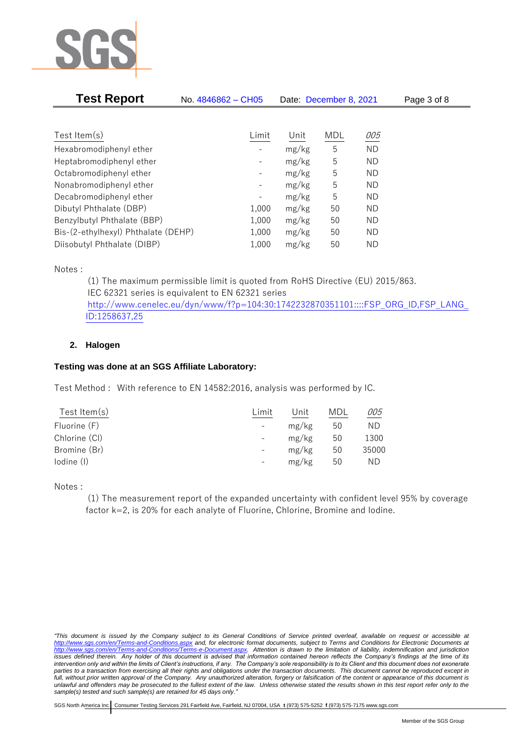| Test Item(s) | Limit | Unit | MDL | *005* |
|---|---|---|---|---|
| Hexabromodiphenyl ether | - | mg/kg | 5 | ND |
| Heptabromodiphenyl ether | - | mg/kg | 5 | ND |
| Octabromodiphenyl ether | - | mg/kg | 5 | ND |
| Nonabromodiphenyl ether | - | mg/kg | 5 | ND |
| Decabromodiphenyl ether | - | mg/kg | 5 | ND |
| Dibutyl Phthalate (DBP) | 1,000 | mg/kg | 50 | ND |
| Benzylbutyl Phthalate (BBP) | 1,000 | mg/kg | 50 | ND |
| Bis-(2-ethylhexyl) Phthalate (DEHP) | 1,000 | mg/kg | 50 | ND |
| Diisobutyl Phthalate (DIBP) | 1,000 | mg/kg | 50 | ND |

Notes :

(1) The maximum permissible limit is quoted from RoHS Directive (EU) 2015/863.
IEC 62321 series is equivalent to EN 62321 series
http://www.cenelec.eu/dyn/www/f?p=104:30:1742232870351101::::FSP_ORG_ID,FSP_LANG_ID:1258637,25

### 2. Halogen

**Testing was done at an SGS Affiliate Laboratory:**

Test Method : With reference to EN 14582:2016, analysis was performed by IC.

| Test Item(s) | Limit | Unit | MDL | *005* |
|---|---|---|---|---|
| Fluorine (F) | - | mg/kg | 50 | ND |
| Chlorine (Cl) | - | mg/kg | 50 | 1300 |
| Bromine (Br) | - | mg/kg | 50 | 35000 |
| Iodine (I) | - | mg/kg | 50 | ND |

Notes :

(1) The measurement report of the expanded uncertainty with confident level 95% by coverage factor k=2, is 20% for each analyte of Fluorine, Chlorine, Bromine and Iodine.

*"This document is issued by the Company subject to its General Conditions of Service printed overleaf, available on request or accessible at http://www.sgs.com/en/Terms-and-Conditions.aspx and, for electronic format documents, subject to Terms and Conditions for Electronic Documents at http://www.sgs.com/en/Terms-and-Conditions/Terms-e-Document.aspx. Attention is drawn to the limitation of liability, indemnification and jurisdiction issues defined therein. Any holder of this document is advised that information contained hereon reflects the Company's findings at the time of its intervention only and within the limits of Client's instructions, if any. The Company's sole responsibility is to its Client and this document does not exonerate parties to a transaction from exercising all their rights and obligations under the transaction documents. This document cannot be reproduced except in full, without prior written approval of the Company. Any unauthorized alteration, forgery or falsification of the content or appearance of this document is unlawful and offenders may be prosecuted to the fullest extent of the law. Unless otherwise stated the results shown in this test report refer only to the sample(s) tested and such sample(s) are retained for 45 days only."*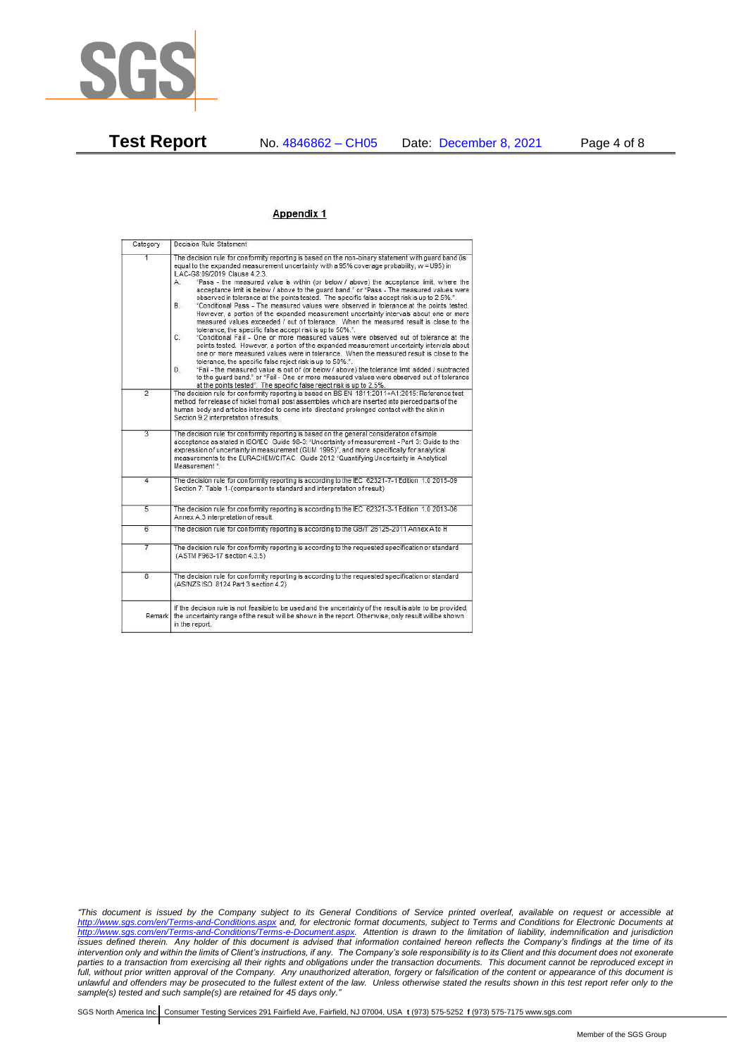## Appendix 1

| Category | Decision Rule Statement |
|---|---|
| 1 | The decision rule for conformity reporting is based on the non-binary statement with guard band (is equal to the expanded measurement uncertainty with a 95% coverage probability, w = U95) in ILAC-G8:09/2019 Clause 4.2.3.<br>A. "Pass - the measured value is within (or below / above) the acceptance limit, where the acceptance limit is below / above to the guard band." or "Pass - The measured values were observed in tolerance at the points tested. The specific false accept risk is up to 2.5%.".<br>B. "Conditional Pass - The measured values were observed in tolerance at the points tested. However, a portion of the expanded measurement uncertainty intervals about one or more measured values exceeded / out of tolerance. When the measured result is close to the tolerance, the specific false accept risk is up to 50%.".<br>C. "Conditional Fail - One or more measured values were observed out of tolerance at the points tested. However, a portion of the expanded measurement uncertainty intervals about one or more measured values were in tolerance. When the measured result is close to the tolerance, the specific false reject risk is up to 50%.".<br>D. "Fail - the measured value is out of (or below / above) the tolerance limit added / subtracted to the guard band." or "Fail - One or more measured values were observed out of tolerance at the points tested". The specific false reject risk is up to 2.5%. |
| 2 | The decision rule for conformity reporting is based on BS EN 1811:2011+A1:2015: Reference test method for release of nickel from all post assemblies which are inserted into pierced parts of the human body and articles intended to come into direct and prolonged contact with the skin in Section 9.2 interpretation of results. |
| 3 | The decision rule for conformity reporting is based on the general consideration of simple acceptance as stated in ISO/IEC Guide 98-3: "Uncertainty of measurement - Part 3: Guide to the expression of uncertainty in measurement (GUM 1995)", and more specifically for analytical measurements to the EURACHEM/CITAC Guide 2012 "Quantifying Uncertainty in Analytical Measurement ". |
| 4 | The decision rule for conformity reporting is according to the IEC 62321-7-1 Edition 1.0 2015-09 Section 7: Table 1-(comparison to standard and interpretation of result) |
| 5 | The decision rule for conformity reporting is according to the IEC 62321-3-1 Edition 1.0 2013-06 Annex A.3 interpretation of result. |
| 6 | The decision rule for conformity reporting is according to the GB/T 26125-2011 Annex A to H |
| 7 | The decision rule for conformity reporting is according to the requested specification or standard (ASTM F963-17 section 4.3.5) |
| 8 | The decision rule for conformity reporting is according to the requested specification or standard (AS/NZS ISO 8124 Part 3 section 4.2) |
| Remark | If the decision rule is not feasible to be used and the uncertainty of the result is able to be provided, the uncertainty range of the result will be shown in the report. Otherwise, only result will be shown in the report. |

*"This document is issued by the Company subject to its General Conditions of Service printed overleaf, available on request or accessible at http://www.sgs.com/en/Terms-and-Conditions.aspx and, for electronic format documents, subject to Terms and Conditions for Electronic Documents at http://www.sgs.com/en/Terms-and-Conditions/Terms-e-Document.aspx. Attention is drawn to the limitation of liability, indemnification and jurisdiction issues defined therein. Any holder of this document is advised that information contained hereon reflects the Company's findings at the time of its intervention only and within the limits of Client's instructions, if any. The Company's sole responsibility is to its Client and this document does not exonerate parties to a transaction from exercising all their rights and obligations under the transaction documents. This document cannot be reproduced except in full, without prior written approval of the Company. Any unauthorized alteration, forgery or falsification of the content or appearance of this document is unlawful and offenders may be prosecuted to the fullest extent of the law. Unless otherwise stated the results shown in this test report refer only to the sample(s) tested and such sample(s) are retained for 45 days only."*

SGS North America Inc. | Consumer Testing Services 291 Fairfield Ave, Fairfield, NJ 07004, USA **t** (973) 575-5252 **f** (973) 575-7175 www.sgs.com

Member of the SGS Group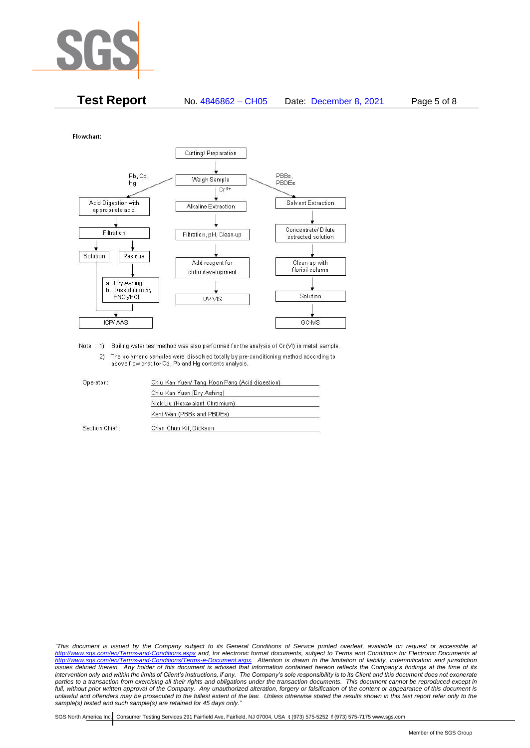**Flowchart:**

**Cutting/ Preparation** → **Weigh Sample**

Branch 1 — Pb, Cd, Hg:
- Acid Digestion with appropriate acid
- Filtration
  - Solution → ICP/ AAS
  - Residue → a. Dry Ashing; b. Dissolution by $HNO_3$/HCl → ICP/ AAS

Branch 2 — $Cr^{6+}$:
- Alkaline Extraction
- Filtration, pH, Clean-up
- Add reagent for color development
- UV-VIS

Branch 3 — PBBs, PBDEs:
- Solvent Extraction
- Concentrate/ Dilute extracted solution
- Clean-up with florisil column
- Solution
- GC-MS

Note : 1) Boiling water test method was also performed for the analysis of Cr (VI) in metal sample.

2) The polymeric samples were dissolved totally by pre-conditioning method according to above flow chat for Cd, Pb and Hg contents analysis.

| | |
|---|---|
| Operator: | Chiu Kan Yuen/ Tang Koon Pang (Acid digestion) |
| | Chiu Kan Yuen (Dry Ashing) |
| | Nick Liu (Hexavalent Chromium) |
| | Kent Wan (PBBs and PBDEs) |
| Section Chief : | Chan Chun Kit, Dickson |

*"This document is issued by the Company subject to its General Conditions of Service printed overleaf, available on request or accessible at http://www.sgs.com/en/Terms-and-Conditions.aspx and, for electronic format documents, subject to Terms and Conditions for Electronic Documents at http://www.sgs.com/en/Terms-and-Conditions/Terms-e-Document.aspx. Attention is drawn to the limitation of liability, indemnification and jurisdiction issues defined therein. Any holder of this document is advised that information contained hereon reflects the Company's findings at the time of its intervention only and within the limits of Client's instructions, if any. The Company's sole responsibility is to its Client and this document does not exonerate parties to a transaction from exercising all their rights and obligations under the transaction documents. This document cannot be reproduced except in full, without prior written approval of the Company. Any unauthorized alteration, forgery or falsification of the content or appearance of this document is unlawful and offenders may be prosecuted to the fullest extent of the law. Unless otherwise stated the results shown in this test report refer only to the sample(s) tested and such sample(s) are retained for 45 days only."*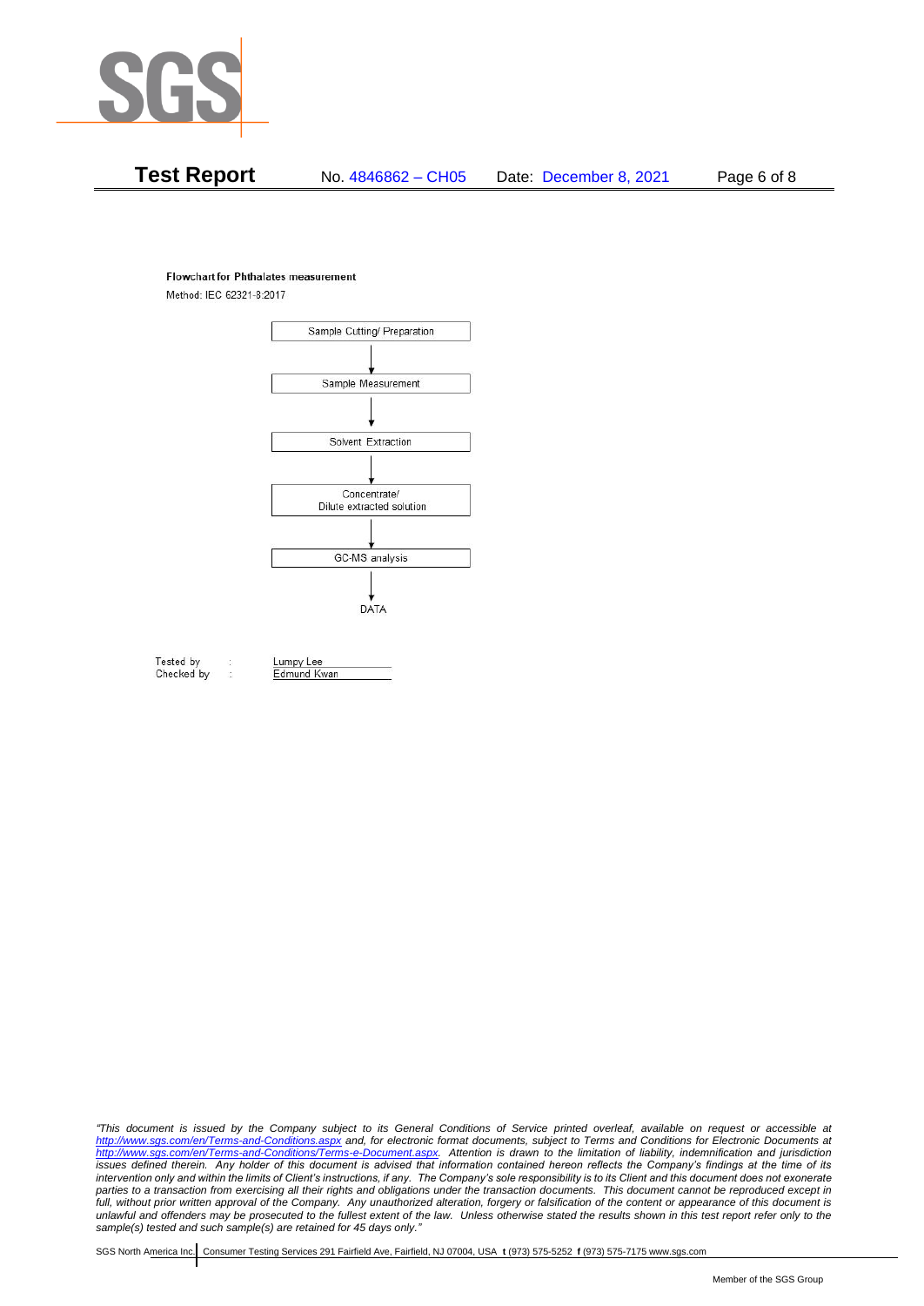**Flowchart for Phthalates measurement**

Method: IEC 62321-8:2017

Sample Cutting/ Preparation

↓

Sample Measurement

↓

Solvent Extraction

↓

Concentrate/
Dilute extracted solution

↓

GC-MS analysis

↓

DATA

Tested by : Lumpy Lee
Checked by : Edmund Kwan

*"This document is issued by the Company subject to its General Conditions of Service printed overleaf, available on request or accessible at http://www.sgs.com/en/Terms-and-Conditions.aspx and, for electronic format documents, subject to Terms and Conditions for Electronic Documents at http://www.sgs.com/en/Terms-and-Conditions/Terms-e-Document.aspx. Attention is drawn to the limitation of liability, indemnification and jurisdiction issues defined therein. Any holder of this document is advised that information contained hereon reflects the Company's findings at the time of its intervention only and within the limits of Client's instructions, if any. The Company's sole responsibility is to its Client and this document does not exonerate parties to a transaction from exercising all their rights and obligations under the transaction documents. This document cannot be reproduced except in full, without prior written approval of the Company. Any unauthorized alteration, forgery or falsification of the content or appearance of this document is unlawful and offenders may be prosecuted to the fullest extent of the law. Unless otherwise stated the results shown in this test report refer only to the sample(s) tested and such sample(s) are retained for 45 days only."*

SGS North America Inc. | Consumer Testing Services 291 Fairfield Ave, Fairfield, NJ 07004, USA **t** (973) 575-5252 **f** (973) 575-7175 www.sgs.com

Member of the SGS Group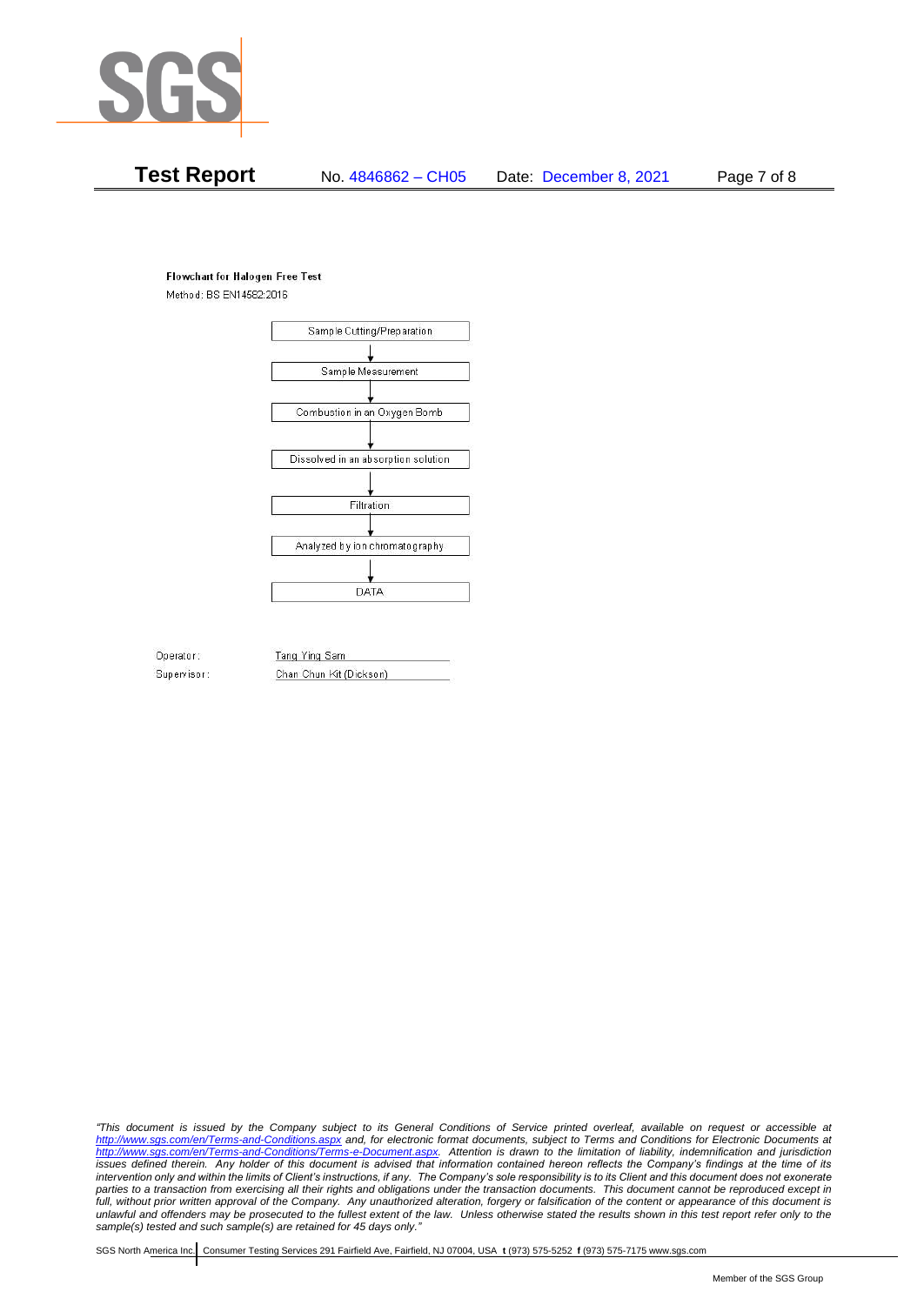**Flowchart for Halogen Free Test**

Method: BS EN14582:2016

Sample Cutting/Preparation

↓

Sample Measurement

↓

Combustion in an Oxygen Bomb

↓

Dissolved in an absorption solution

↓

Filtration

↓

Analyzed by ion chromatography

↓

DATA

Operator: Tang Ying Sam

Supervisor: Chan Chun Kit (Dickson)

*"This document is issued by the Company subject to its General Conditions of Service printed overleaf, available on request or accessible at http://www.sgs.com/en/Terms-and-Conditions.aspx and, for electronic format documents, subject to Terms and Conditions for Electronic Documents at http://www.sgs.com/en/Terms-and-Conditions/Terms-e-Document.aspx. Attention is drawn to the limitation of liability, indemnification and jurisdiction issues defined therein. Any holder of this document is advised that information contained hereon reflects the Company's findings at the time of its intervention only and within the limits of Client's instructions, if any. The Company's sole responsibility is to its Client and this document does not exonerate parties to a transaction from exercising all their rights and obligations under the transaction documents. This document cannot be reproduced except in full, without prior written approval of the Company. Any unauthorized alteration, forgery or falsification of the content or appearance of this document is unlawful and offenders may be prosecuted to the fullest extent of the law. Unless otherwise stated the results shown in this test report refer only to the sample(s) tested and such sample(s) are retained for 45 days only."*

SGS North America Inc. | Consumer Testing Services 291 Fairfield Ave, Fairfield, NJ 07004, USA **t** (973) 575-5252 **f** (973) 575-7175 www.sgs.com

Member of the SGS Group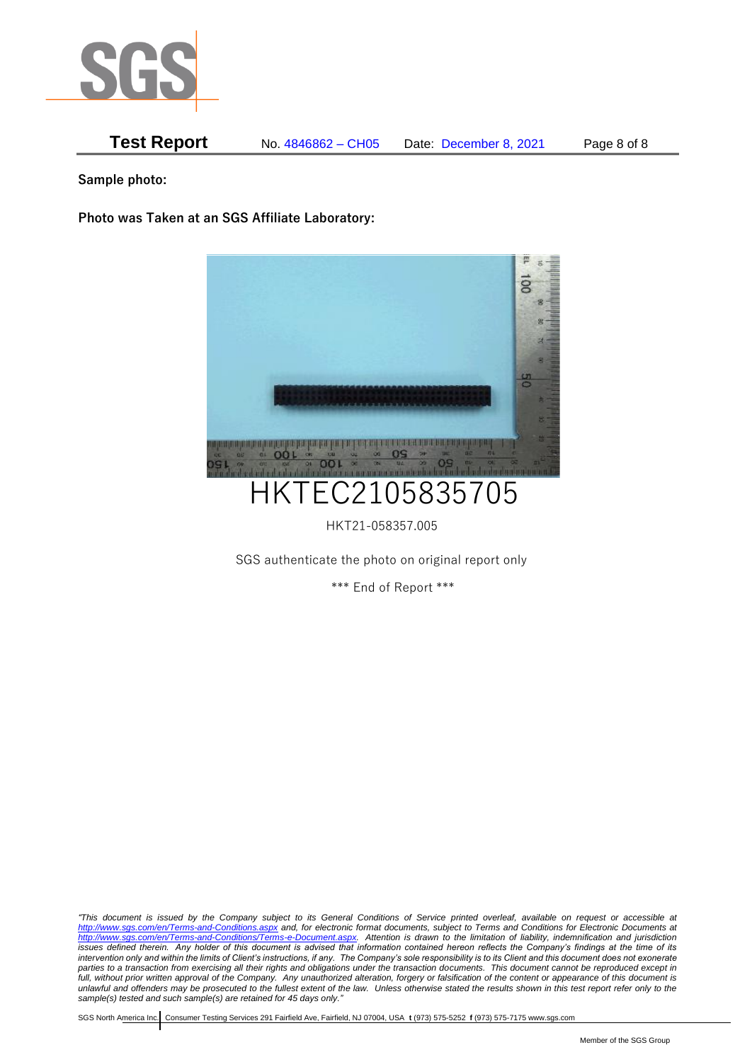**Sample photo:**

**Photo was Taken at an SGS Affiliate Laboratory:**

HKTEC2105835705

HKT21-058357.005

SGS authenticate the photo on original report only

*** End of Report ***

*"This document is issued by the Company subject to its General Conditions of Service printed overleaf, available on request or accessible at http://www.sgs.com/en/Terms-and-Conditions.aspx and, for electronic format documents, subject to Terms and Conditions for Electronic Documents at http://www.sgs.com/en/Terms-and-Conditions/Terms-e-Document.aspx. Attention is drawn to the limitation of liability, indemnification and jurisdiction issues defined therein. Any holder of this document is advised that information contained hereon reflects the Company's findings at the time of its intervention only and within the limits of Client's instructions, if any. The Company's sole responsibility is to its Client and this document does not exonerate parties to a transaction from exercising all their rights and obligations under the transaction documents. This document cannot be reproduced except in full, without prior written approval of the Company. Any unauthorized alteration, forgery or falsification of the content or appearance of this document is unlawful and offenders may be prosecuted to the fullest extent of the law. Unless otherwise stated the results shown in this test report refer only to the sample(s) tested and such sample(s) are retained for 45 days only."*

SGS North America Inc. | Consumer Testing Services 291 Fairfield Ave, Fairfield, NJ 07004, USA **t** (973) 575-5252 **f** (973) 575-7175 www.sgs.com

Member of the SGS Group